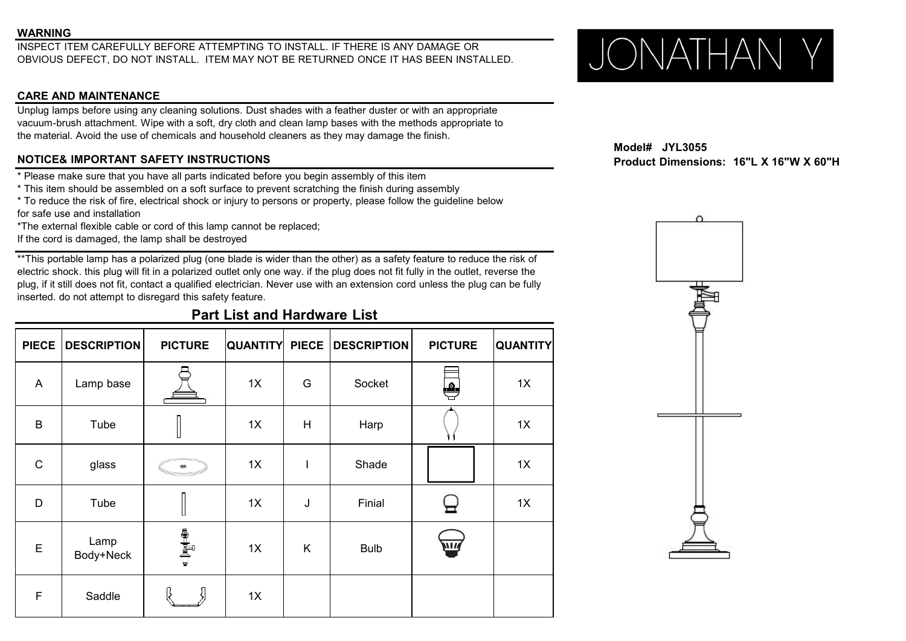## WARNING

INSPECT ITEM CAREFULLY BEFORE ATTEMPTING TO INSTALL. IF THERE IS ANY DAMAGE OR OBVIOUS DEFECT, DO NOT INSTALL. ITEM MAY NOT BE RETURNED ONCE IT HAS BEEN INSTALLED.

JONATHAN Y

## CARE AND MAINTENANCE

Unplug lamps before using any cleaning solutions. Dust shades with a feather duster or with an appropriate vacuum-brush attachment. Wipe with a soft, dry cloth and clean lamp bases with the methods appropriate to the material. Avoid the use of chemicals and household cleaners as they may damage the finish.

**Model# JYL3055**
**Product Dimensions: 16"L X 16"W X 60"H**

## NOTICE& IMPORTANT SAFETY INSTRUCTIONS

* Please make sure that you have all parts indicated before you begin assembly of this item
* This item should be assembled on a soft surface to prevent scratching the finish during assembly
* To reduce the risk of fire, electrical shock or injury to persons or property, please follow the guideline below for safe use and installation
*The external flexible cable or cord of this lamp cannot be replaced;
If the cord is damaged, the lamp shall be destroyed

**This portable lamp has a polarized plug (one blade is wider than the other) as a safety feature to reduce the risk of electric shock. this plug will fit in a polarized outlet only one way. if the plug does not fit fully in the outlet, reverse the plug, if it still does not fit, contact a qualified electrician. Never use with an extension cord unless the plug can be fully inserted. do not attempt to disregard this safety feature.

## Part List and Hardware List

| PIECE | DESCRIPTION | PICTURE | QUANTITY | PIECE | DESCRIPTION | PICTURE | QUANTITY |
|---|---|---|---|---|---|---|---|
| A | Lamp base | | 1X | G | Socket | | 1X |
| B | Tube | | 1X | H | Harp | | 1X |
| C | glass | | 1X | I | Shade | | 1X |
| D | Tube | | 1X | J | Finial | | 1X |
| E | Lamp Body+Neck | | 1X | K | Bulb | | |
| F | Saddle | | 1X | | | | |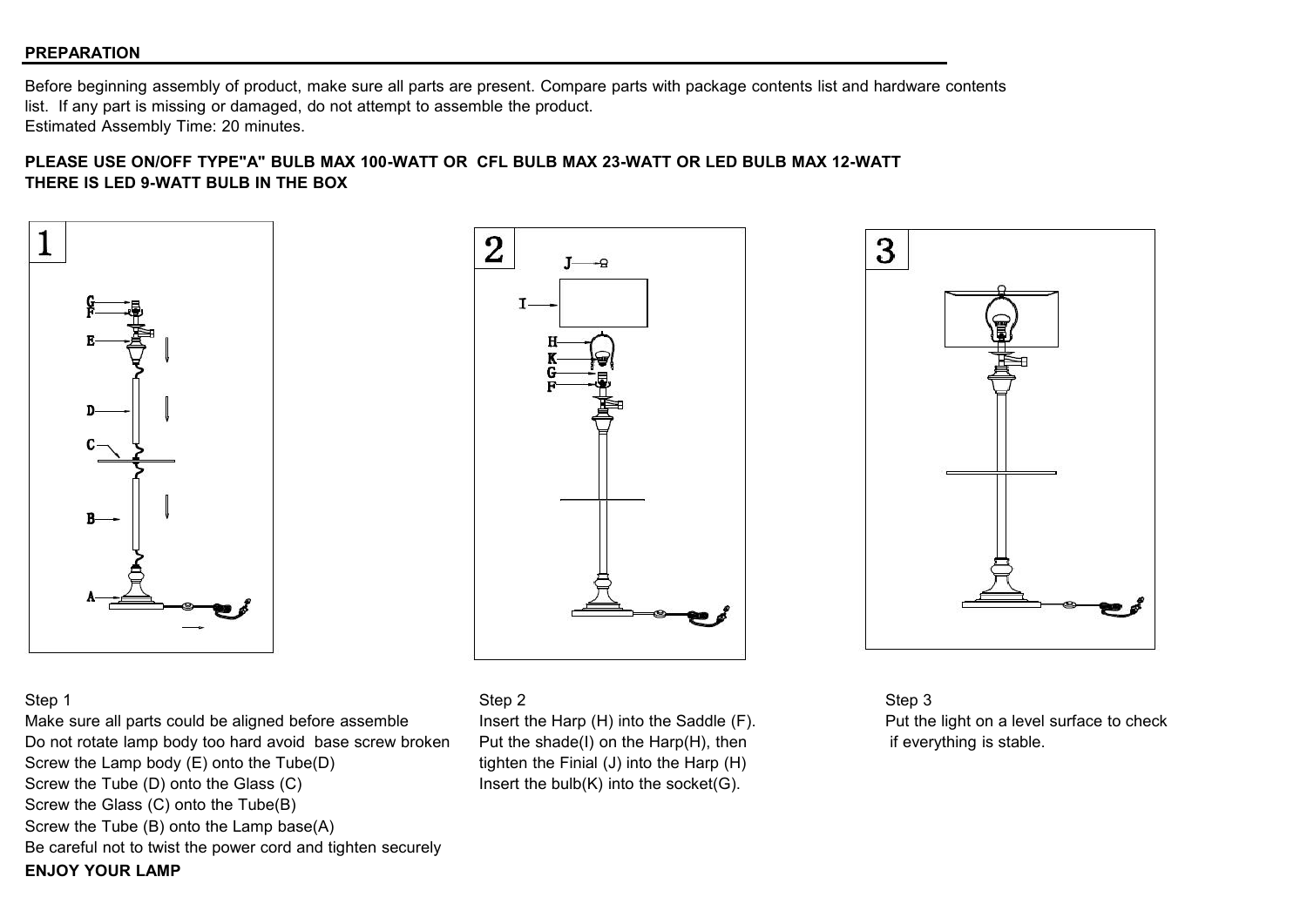## PREPARATION

Before beginning assembly of product, make sure all parts are present. Compare parts with package contents list and hardware contents list. If any part is missing or damaged, do not attempt to assemble the product.
Estimated Assembly Time: 20 minutes.

**PLEASE USE ON/OFF TYPE"A" BULB MAX 100-WATT OR CFL BULB MAX 23-WATT OR LED BULB MAX 12-WATT**
**THERE IS LED 9-WATT BULB IN THE BOX**

1

G
F
E
D
C
B
A

2

J
I
H
K
G
F

3

Step 1

Make sure all parts could be aligned before assemble
Do not rotate lamp body too hard avoid base screw broken
Screw the Lamp body (E) onto the Tube(D)
Screw the Tube (D) onto the Glass (C)
Screw the Glass (C) onto the Tube(B)
Screw the Tube (B) onto the Lamp base(A)
Be careful not to twist the power cord and tighten securely

**ENJOY YOUR LAMP**

Step 2

Insert the Harp (H) into the Saddle (F).
Put the shade(I) on the Harp(H), then tighten the Finial (J) into the Harp (H)
Insert the bulb(K) into the socket(G).

Step 3

Put the light on a level surface to check if everything is stable.